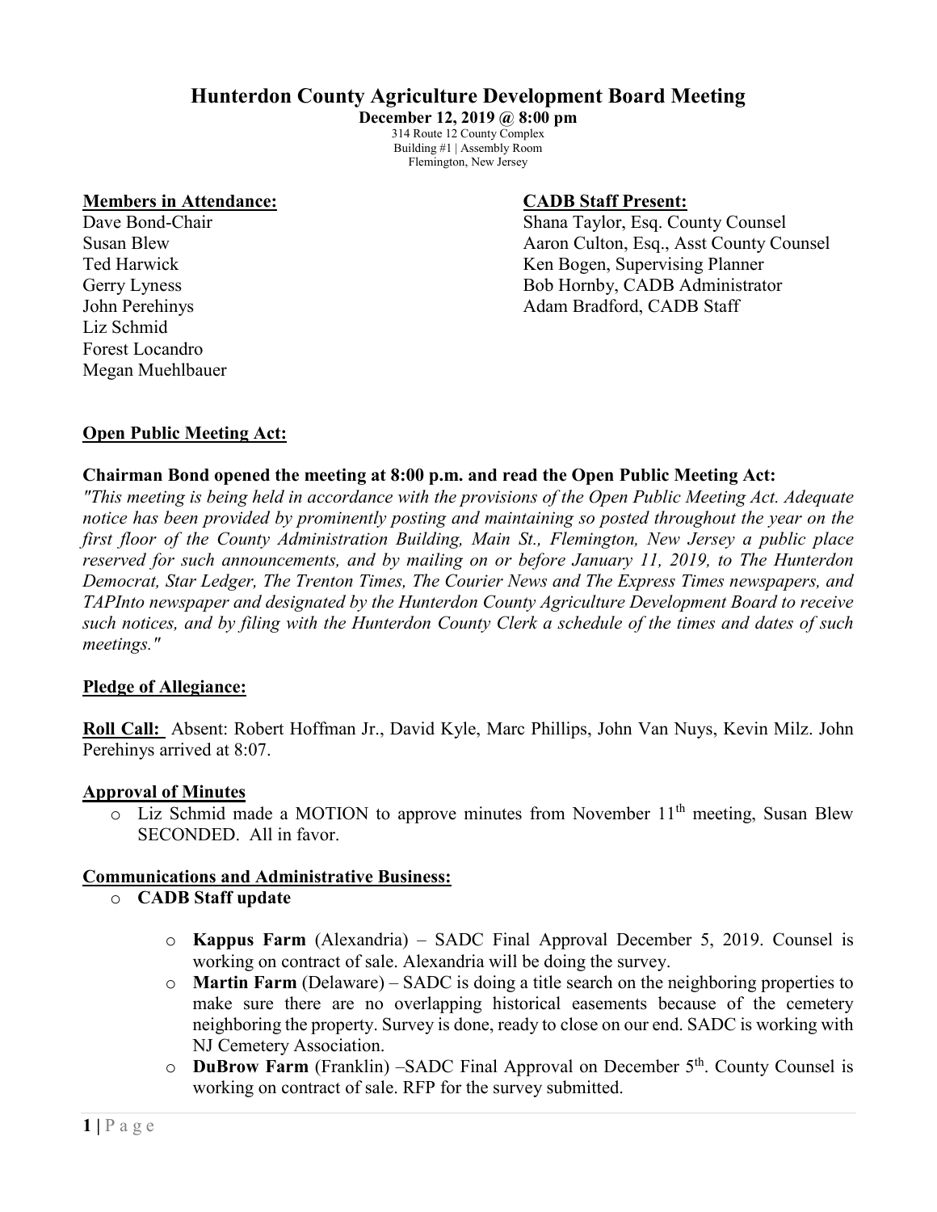# Hunterdon County Agriculture Development Board Meeting

**December 12, 2019 @ 8:00 pm**

314 Route 12 County Complex
Building #1 | Assembly Room
Flemington, New Jersey

**Members in Attendance:**

Dave Bond-Chair
Susan Blew
Ted Harwick
Gerry Lyness
John Perehinys
Liz Schmid
Forest Locandro
Megan Muehlbauer

**CADB Staff Present:**

Shana Taylor, Esq. County Counsel
Aaron Culton, Esq., Asst County Counsel
Ken Bogen, Supervising Planner
Bob Hornby, CADB Administrator
Adam Bradford, CADB Staff

**Open Public Meeting Act:**

**Chairman Bond opened the meeting at 8:00 p.m. and read the Open Public Meeting Act:**

*"This meeting is being held in accordance with the provisions of the Open Public Meeting Act. Adequate notice has been provided by prominently posting and maintaining so posted throughout the year on the first floor of the County Administration Building, Main St., Flemington, New Jersey a public place reserved for such announcements, and by mailing on or before January 11, 2019, to The Hunterdon Democrat, Star Ledger, The Trenton Times, The Courier News and The Express Times newspapers, and TAPInto newspaper and designated by the Hunterdon County Agriculture Development Board to receive such notices, and by filing with the Hunterdon County Clerk a schedule of the times and dates of such meetings."*

**Pledge of Allegiance:**

**Roll Call:** Absent: Robert Hoffman Jr., David Kyle, Marc Phillips, John Van Nuys, Kevin Milz. John Perehinys arrived at 8:07.

**Approval of Minutes**

- Liz Schmid made a MOTION to approve minutes from November 11th meeting, Susan Blew SECONDED. All in favor.

**Communications and Administrative Business:**

- **CADB Staff update**
  - **Kappus Farm** (Alexandria) – SADC Final Approval December 5, 2019. Counsel is working on contract of sale. Alexandria will be doing the survey.
  - **Martin Farm** (Delaware) – SADC is doing a title search on the neighboring properties to make sure there are no overlapping historical easements because of the cemetery neighboring the property. Survey is done, ready to close on our end. SADC is working with NJ Cemetery Association.
  - **DuBrow Farm** (Franklin) –SADC Final Approval on December 5th. County Counsel is working on contract of sale. RFP for the survey submitted.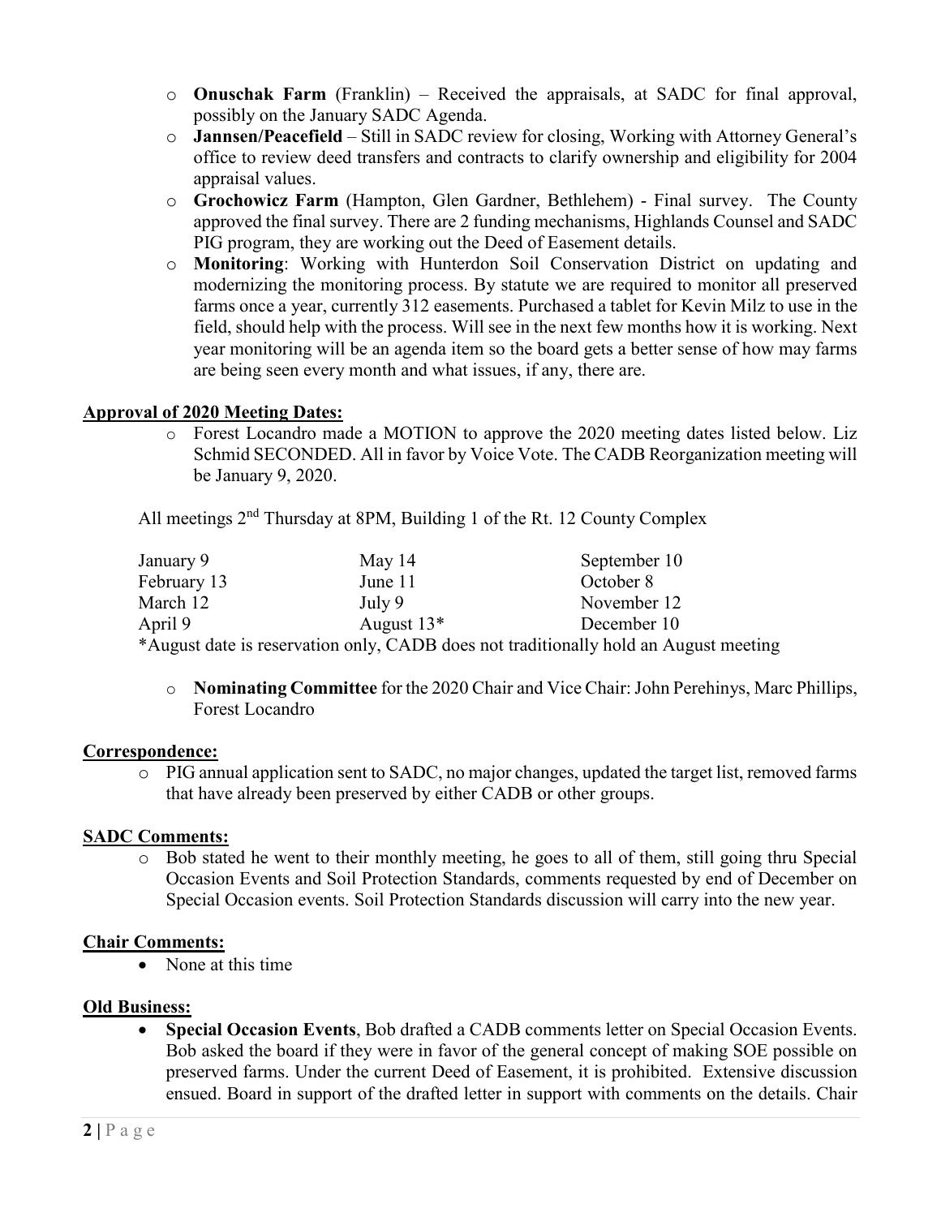- **Onuschak Farm** (Franklin) – Received the appraisals, at SADC for final approval, possibly on the January SADC Agenda.
- **Jannsen/Peacefield** – Still in SADC review for closing, Working with Attorney General's office to review deed transfers and contracts to clarify ownership and eligibility for 2004 appraisal values.
- **Grochowicz Farm** (Hampton, Glen Gardner, Bethlehem) - Final survey. The County approved the final survey. There are 2 funding mechanisms, Highlands Counsel and SADC PIG program, they are working out the Deed of Easement details.
- **Monitoring**: Working with Hunterdon Soil Conservation District on updating and modernizing the monitoring process. By statute we are required to monitor all preserved farms once a year, currently 312 easements. Purchased a tablet for Kevin Milz to use in the field, should help with the process. Will see in the next few months how it is working. Next year monitoring will be an agenda item so the board gets a better sense of how may farms are being seen every month and what issues, if any, there are.

**Approval of 2020 Meeting Dates:**

- Forest Locandro made a MOTION to approve the 2020 meeting dates listed below. Liz Schmid SECONDED. All in favor by Voice Vote. The CADB Reorganization meeting will be January 9, 2020.

All meetings 2nd Thursday at 8PM, Building 1 of the Rt. 12 County Complex

| | | |
|---|---|---|
| January 9 | May 14 | September 10 |
| February 13 | June 11 | October 8 |
| March 12 | July 9 | November 12 |
| April 9 | August 13* | December 10 |

*August date is reservation only, CADB does not traditionally hold an August meeting

- **Nominating Committee** for the 2020 Chair and Vice Chair: John Perehinys, Marc Phillips, Forest Locandro

**Correspondence:**

- PIG annual application sent to SADC, no major changes, updated the target list, removed farms that have already been preserved by either CADB or other groups.

**SADC Comments:**

- Bob stated he went to their monthly meeting, he goes to all of them, still going thru Special Occasion Events and Soil Protection Standards, comments requested by end of December on Special Occasion events. Soil Protection Standards discussion will carry into the new year.

**Chair Comments:**

- None at this time

**Old Business:**

- **Special Occasion Events**, Bob drafted a CADB comments letter on Special Occasion Events. Bob asked the board if they were in favor of the general concept of making SOE possible on preserved farms. Under the current Deed of Easement, it is prohibited. Extensive discussion ensued. Board in support of the drafted letter in support with comments on the details. Chair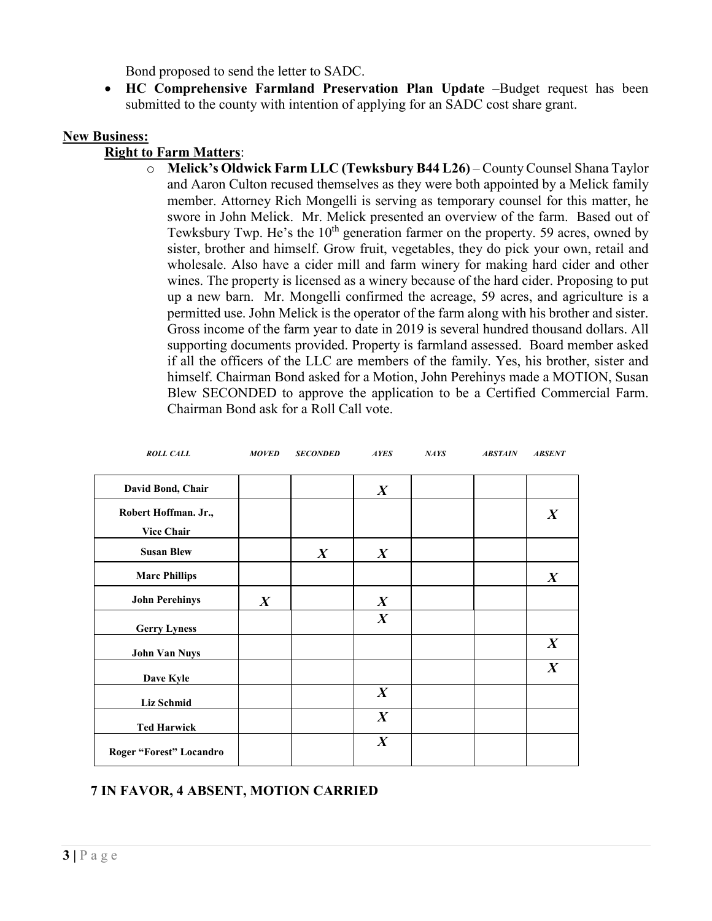Bond proposed to send the letter to SADC.

- **HC Comprehensive Farmland Preservation Plan Update** –Budget request has been submitted to the county with intention of applying for an SADC cost share grant.

**New Business:**

**Right to Farm Matters**:

- **Melick's Oldwick Farm LLC (Tewksbury B44 L26)** – County Counsel Shana Taylor and Aaron Culton recused themselves as they were both appointed by a Melick family member. Attorney Rich Mongelli is serving as temporary counsel for this matter, he swore in John Melick. Mr. Melick presented an overview of the farm. Based out of Tewksbury Twp. He's the 10th generation farmer on the property. 59 acres, owned by sister, brother and himself. Grow fruit, vegetables, they do pick your own, retail and wholesale. Also have a cider mill and farm winery for making hard cider and other wines. The property is licensed as a winery because of the hard cider. Proposing to put up a new barn. Mr. Mongelli confirmed the acreage, 59 acres, and agriculture is a permitted use. John Melick is the operator of the farm along with his brother and sister. Gross income of the farm year to date in 2019 is several hundred thousand dollars. All supporting documents provided. Property is farmland assessed. Board member asked if all the officers of the LLC are members of the family. Yes, his brother, sister and himself. Chairman Bond asked for a Motion, John Perehinys made a MOTION, Susan Blew SECONDED to approve the application to be a Certified Commercial Farm. Chairman Bond ask for a Roll Call vote.

| *ROLL CALL* | *MOVED* | *SECONDED* | *AYES* | *NAYS* | *ABSTAIN* | *ABSENT* |
|---|---|---|---|---|---|---|
| **David Bond, Chair** | | | *X* | | | |
| **Robert Hoffman. Jr., Vice Chair** | | | | | | *X* |
| **Susan Blew** | | *X* | *X* | | | |
| **Marc Phillips** | | | | | | *X* |
| **John Perehinys** | *X* | | *X* | | | |
| **Gerry Lyness** | | | *X* | | | |
| **John Van Nuys** | | | | | | *X* |
| **Dave Kyle** | | | | | | *X* |
| **Liz Schmid** | | | *X* | | | |
| **Ted Harwick** | | | *X* | | | |
| **Roger "Forest" Locandro** | | | *X* | | | |

**7 IN FAVOR, 4 ABSENT, MOTION CARRIED**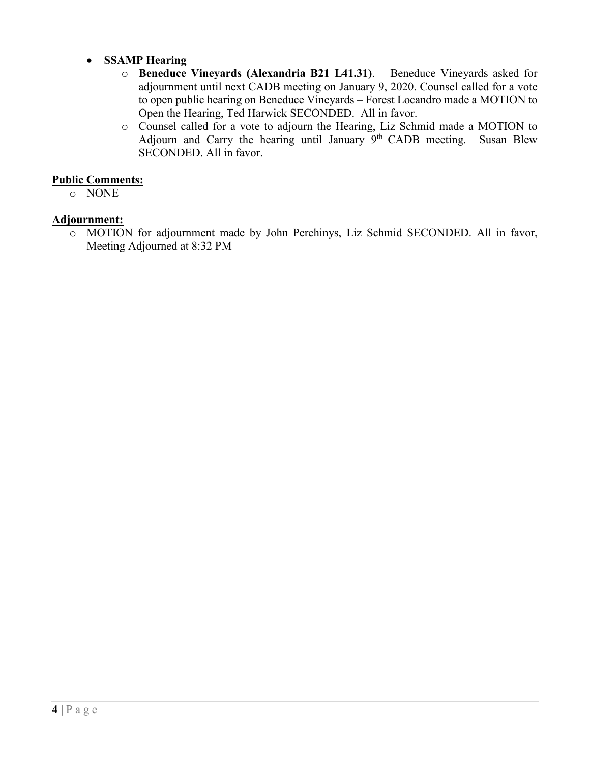- **SSAMP Hearing**
  - **Beneduce Vineyards (Alexandria B21 L41.31)**. – Beneduce Vineyards asked for adjournment until next CADB meeting on January 9, 2020. Counsel called for a vote to open public hearing on Beneduce Vineyards – Forest Locandro made a MOTION to Open the Hearing, Ted Harwick SECONDED. All in favor.
  - Counsel called for a vote to adjourn the Hearing, Liz Schmid made a MOTION to Adjourn and Carry the hearing until January 9th CADB meeting. Susan Blew SECONDED. All in favor.

**<u>Public Comments:</u>**

- NONE

**<u>Adjournment:</u>**

- MOTION for adjournment made by John Perehinys, Liz Schmid SECONDED. All in favor, Meeting Adjourned at 8:32 PM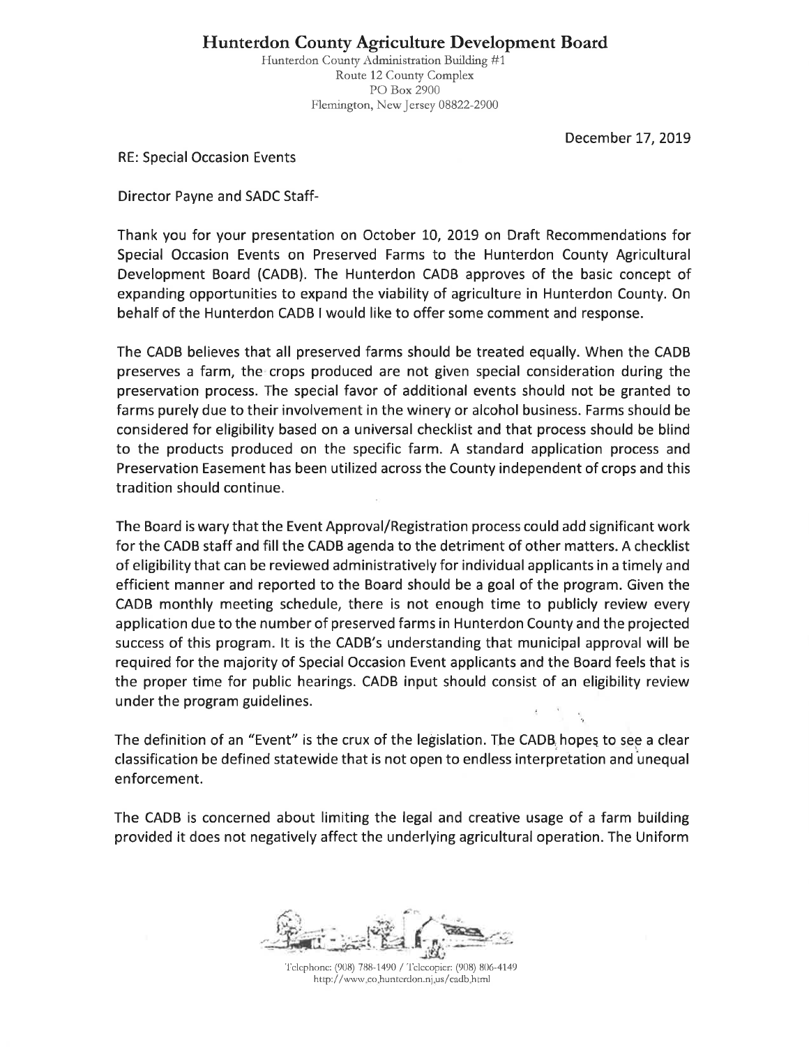# Hunterdon County Agriculture Development Board

Hunterdon County Administration Building #1
Route 12 County Complex
PO Box 2900
Flemington, New Jersey 08822-2900

December 17, 2019

RE: Special Occasion Events

Director Payne and SADC Staff-

Thank you for your presentation on October 10, 2019 on Draft Recommendations for Special Occasion Events on Preserved Farms to the Hunterdon County Agricultural Development Board (CADB). The Hunterdon CADB approves of the basic concept of expanding opportunities to expand the viability of agriculture in Hunterdon County. On behalf of the Hunterdon CADB I would like to offer some comment and response.

The CADB believes that all preserved farms should be treated equally. When the CADB preserves a farm, the crops produced are not given special consideration during the preservation process. The special favor of additional events should not be granted to farms purely due to their involvement in the winery or alcohol business. Farms should be considered for eligibility based on a universal checklist and that process should be blind to the products produced on the specific farm. A standard application process and Preservation Easement has been utilized across the County independent of crops and this tradition should continue.

The Board is wary that the Event Approval/Registration process could add significant work for the CADB staff and fill the CADB agenda to the detriment of other matters. A checklist of eligibility that can be reviewed administratively for individual applicants in a timely and efficient manner and reported to the Board should be a goal of the program. Given the CADB monthly meeting schedule, there is not enough time to publicly review every application due to the number of preserved farms in Hunterdon County and the projected success of this program. It is the CADB's understanding that municipal approval will be required for the majority of Special Occasion Event applicants and the Board feels that is the proper time for public hearings. CADB input should consist of an eligibility review under the program guidelines.

The definition of an "Event" is the crux of the legislation. The CADB hopes to see a clear classification be defined statewide that is not open to endless interpretation and unequal enforcement.

The CADB is concerned about limiting the legal and creative usage of a farm building provided it does not negatively affect the underlying agricultural operation. The Uniform

Telephone: (908) 788-1490 / Telecopier: (908) 806-4149
http://www.co.hunterdon.nj.us/cadb.html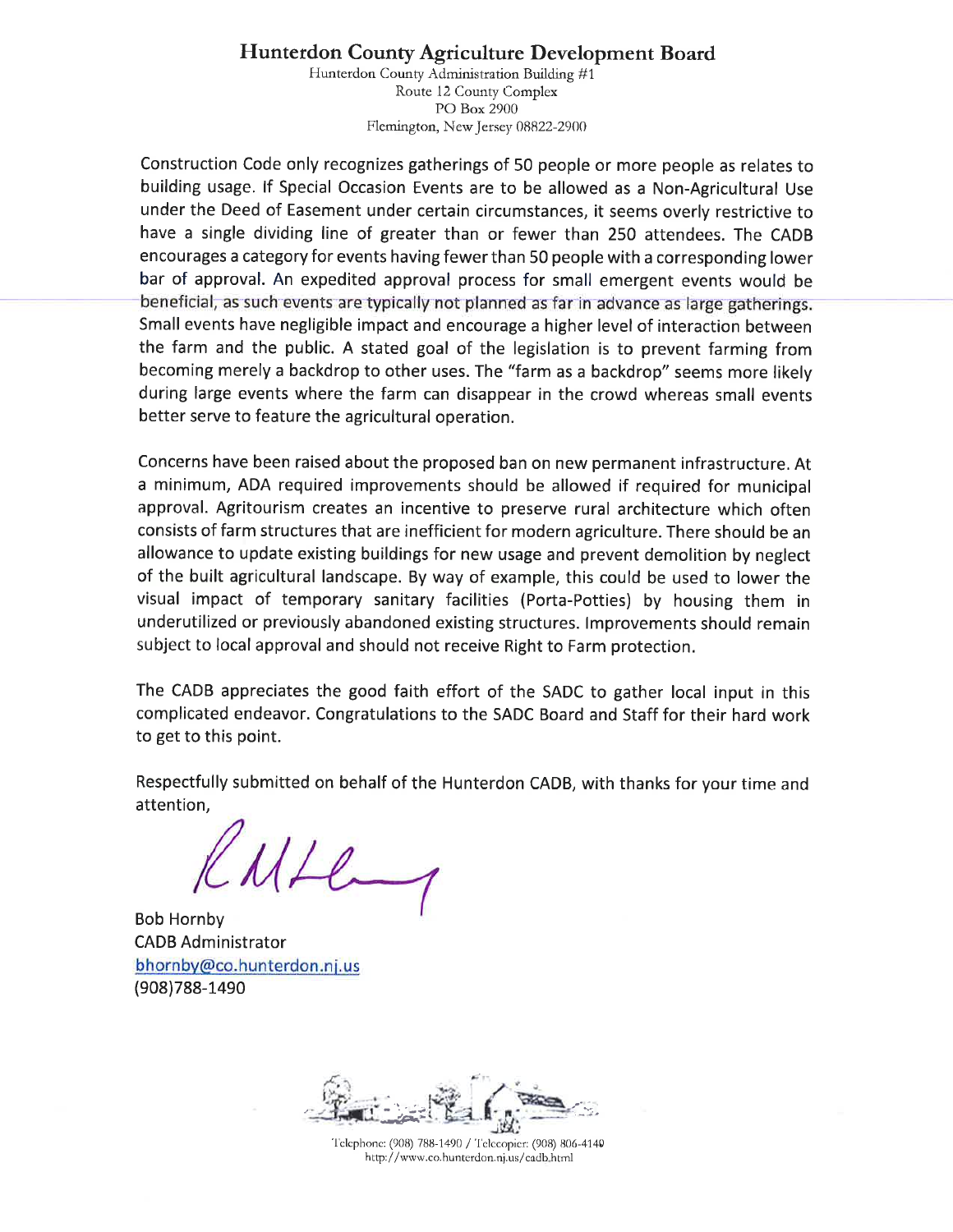**Hunterdon County Agriculture Development Board**

Hunterdon County Administration Building #1
Route 12 County Complex
PO Box 2900
Flemington, New Jersey 08822-2900

Construction Code only recognizes gatherings of 50 people or more people as relates to building usage. If Special Occasion Events are to be allowed as a Non-Agricultural Use under the Deed of Easement under certain circumstances, it seems overly restrictive to have a single dividing line of greater than or fewer than 250 attendees. The CADB encourages a category for events having fewer than 50 people with a corresponding lower bar of approval. An expedited approval process for small emergent events would be beneficial, as such events are typically not planned as far in advance as large gatherings. Small events have negligible impact and encourage a higher level of interaction between the farm and the public. A stated goal of the legislation is to prevent farming from becoming merely a backdrop to other uses. The "farm as a backdrop" seems more likely during large events where the farm can disappear in the crowd whereas small events better serve to feature the agricultural operation.

Concerns have been raised about the proposed ban on new permanent infrastructure. At a minimum, ADA required improvements should be allowed if required for municipal approval. Agritourism creates an incentive to preserve rural architecture which often consists of farm structures that are inefficient for modern agriculture. There should be an allowance to update existing buildings for new usage and prevent demolition by neglect of the built agricultural landscape. By way of example, this could be used to lower the visual impact of temporary sanitary facilities (Porta-Potties) by housing them in underutilized or previously abandoned existing structures. Improvements should remain subject to local approval and should not receive Right to Farm protection.

The CADB appreciates the good faith effort of the SADC to gather local input in this complicated endeavor. Congratulations to the SADC Board and Staff for their hard work to get to this point.

Respectfully submitted on behalf of the Hunterdon CADB, with thanks for your time and attention,

Bob Hornby
CADB Administrator
bhornby@co.hunterdon.nj.us
(908)788-1490

Telephone: (908) 788-1490 / Telecopier: (908) 806-4140
http://www.co.hunterdon.nj.us/cadb.html